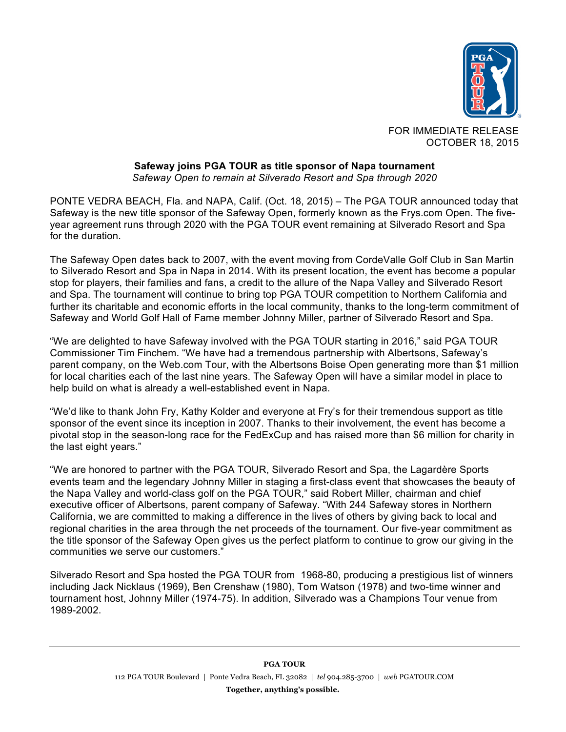FOR IMMEDIATE RELEASE
OCTOBER 18, 2015

**Safeway joins PGA TOUR as title sponsor of Napa tournament**

*Safeway Open to remain at Silverado Resort and Spa through 2020*

PONTE VEDRA BEACH, Fla. and NAPA, Calif. (Oct. 18, 2015) – The PGA TOUR announced today that Safeway is the new title sponsor of the Safeway Open, formerly known as the Frys.com Open. The five-year agreement runs through 2020 with the PGA TOUR event remaining at Silverado Resort and Spa for the duration.

The Safeway Open dates back to 2007, with the event moving from CordeValle Golf Club in San Martin to Silverado Resort and Spa in Napa in 2014. With its present location, the event has become a popular stop for players, their families and fans, a credit to the allure of the Napa Valley and Silverado Resort and Spa. The tournament will continue to bring top PGA TOUR competition to Northern California and further its charitable and economic efforts in the local community, thanks to the long-term commitment of Safeway and World Golf Hall of Fame member Johnny Miller, partner of Silverado Resort and Spa.

"We are delighted to have Safeway involved with the PGA TOUR starting in 2016," said PGA TOUR Commissioner Tim Finchem. "We have had a tremendous partnership with Albertsons, Safeway's parent company, on the Web.com Tour, with the Albertsons Boise Open generating more than $1 million for local charities each of the last nine years. The Safeway Open will have a similar model in place to help build on what is already a well-established event in Napa.

"We'd like to thank John Fry, Kathy Kolder and everyone at Fry's for their tremendous support as title sponsor of the event since its inception in 2007. Thanks to their involvement, the event has become a pivotal stop in the season-long race for the FedExCup and has raised more than $6 million for charity in the last eight years."

"We are honored to partner with the PGA TOUR, Silverado Resort and Spa, the Lagardère Sports events team and the legendary Johnny Miller in staging a first-class event that showcases the beauty of the Napa Valley and world-class golf on the PGA TOUR," said Robert Miller, chairman and chief executive officer of Albertsons, parent company of Safeway. "With 244 Safeway stores in Northern California, we are committed to making a difference in the lives of others by giving back to local and regional charities in the area through the net proceeds of the tournament. Our five-year commitment as the title sponsor of the Safeway Open gives us the perfect platform to continue to grow our giving in the communities we serve our customers."

Silverado Resort and Spa hosted the PGA TOUR from 1968-80, producing a prestigious list of winners including Jack Nicklaus (1969), Ben Crenshaw (1980), Tom Watson (1978) and two-time winner and tournament host, Johnny Miller (1974-75). In addition, Silverado was a Champions Tour venue from 1989-2002.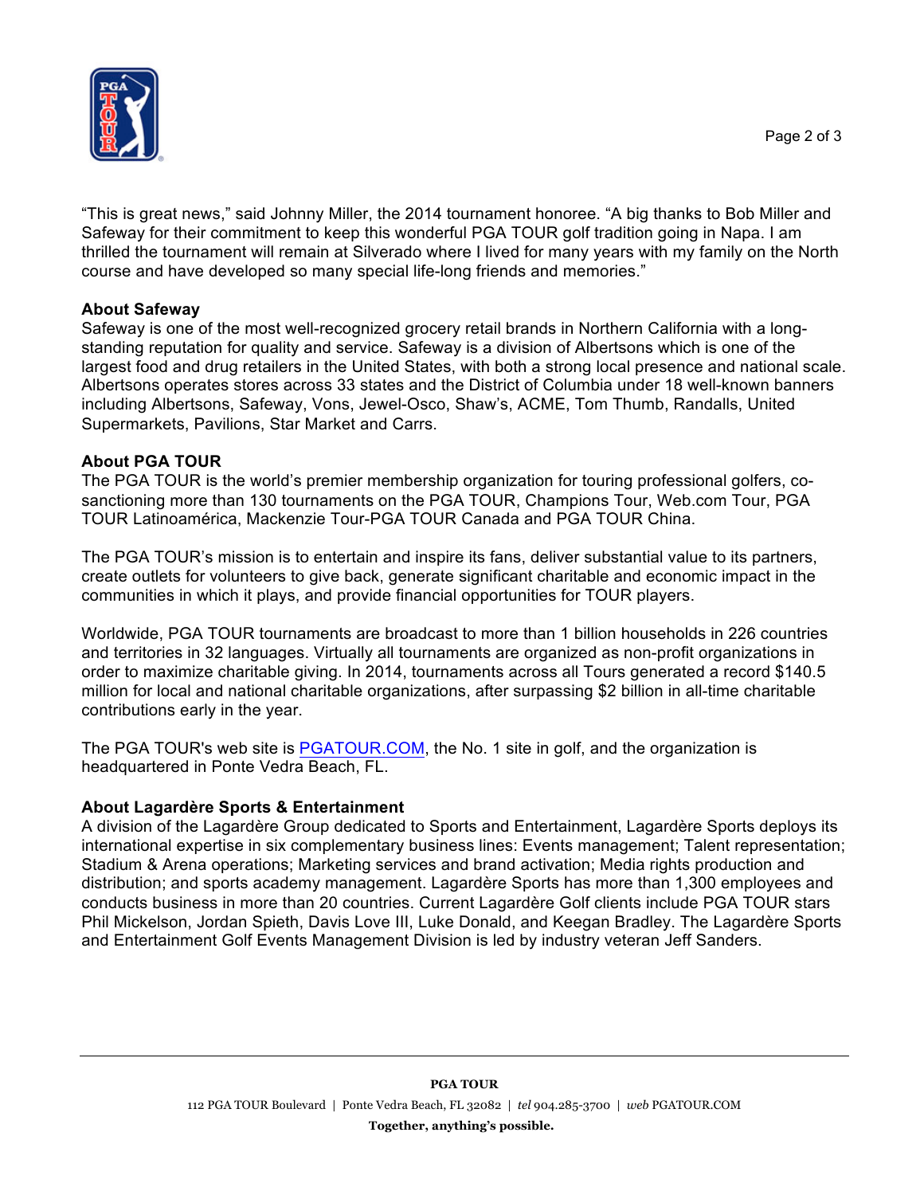"This is great news," said Johnny Miller, the 2014 tournament honoree. "A big thanks to Bob Miller and Safeway for their commitment to keep this wonderful PGA TOUR golf tradition going in Napa. I am thrilled the tournament will remain at Silverado where I lived for many years with my family on the North course and have developed so many special life-long friends and memories."

**About Safeway**

Safeway is one of the most well-recognized grocery retail brands in Northern California with a long-standing reputation for quality and service. Safeway is a division of Albertsons which is one of the largest food and drug retailers in the United States, with both a strong local presence and national scale. Albertsons operates stores across 33 states and the District of Columbia under 18 well-known banners including Albertsons, Safeway, Vons, Jewel-Osco, Shaw's, ACME, Tom Thumb, Randalls, United Supermarkets, Pavilions, Star Market and Carrs.

**About PGA TOUR**

The PGA TOUR is the world's premier membership organization for touring professional golfers, co-sanctioning more than 130 tournaments on the PGA TOUR, Champions Tour, Web.com Tour, PGA TOUR Latinoamérica, Mackenzie Tour-PGA TOUR Canada and PGA TOUR China.

The PGA TOUR's mission is to entertain and inspire its fans, deliver substantial value to its partners, create outlets for volunteers to give back, generate significant charitable and economic impact in the communities in which it plays, and provide financial opportunities for TOUR players.

Worldwide, PGA TOUR tournaments are broadcast to more than 1 billion households in 226 countries and territories in 32 languages. Virtually all tournaments are organized as non-profit organizations in order to maximize charitable giving. In 2014, tournaments across all Tours generated a record $140.5 million for local and national charitable organizations, after surpassing $2 billion in all-time charitable contributions early in the year.

The PGA TOUR's web site is PGATOUR.COM, the No. 1 site in golf, and the organization is headquartered in Ponte Vedra Beach, FL.

**About Lagardère Sports & Entertainment**

A division of the Lagardère Group dedicated to Sports and Entertainment, Lagardère Sports deploys its international expertise in six complementary business lines: Events management; Talent representation; Stadium & Arena operations; Marketing services and brand activation; Media rights production and distribution; and sports academy management. Lagardère Sports has more than 1,300 employees and conducts business in more than 20 countries. Current Lagardère Golf clients include PGA TOUR stars Phil Mickelson, Jordan Spieth, Davis Love III, Luke Donald, and Keegan Bradley. The Lagardère Sports and Entertainment Golf Events Management Division is led by industry veteran Jeff Sanders.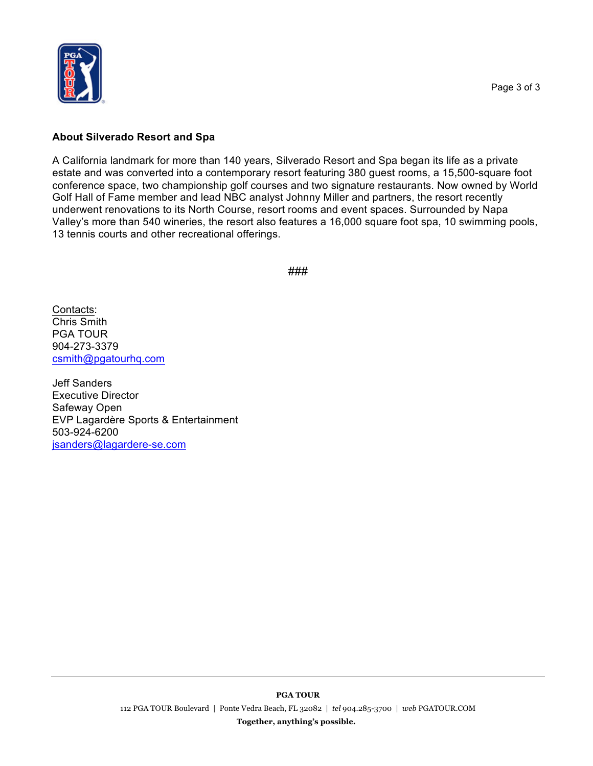## About Silverado Resort and Spa

A California landmark for more than 140 years, Silverado Resort and Spa began its life as a private estate and was converted into a contemporary resort featuring 380 guest rooms, a 15,500-square foot conference space, two championship golf courses and two signature restaurants. Now owned by World Golf Hall of Fame member and lead NBC analyst Johnny Miller and partners, the resort recently underwent renovations to its North Course, resort rooms and event spaces. Surrounded by Napa Valley's more than 540 wineries, the resort also features a 16,000 square foot spa, 10 swimming pools, 13 tennis courts and other recreational offerings.

###

Contacts:
Chris Smith
PGA TOUR
904-273-3379
csmith@pgatourhq.com

Jeff Sanders
Executive Director
Safeway Open
EVP Lagardère Sports & Entertainment
503-924-6200
jsanders@lagardere-se.com

**PGA TOUR**
112 PGA TOUR Boulevard | Ponte Vedra Beach, FL 32082 | *tel* 904.285-3700 | *web* PGATOUR.COM
**Together, anything's possible.**